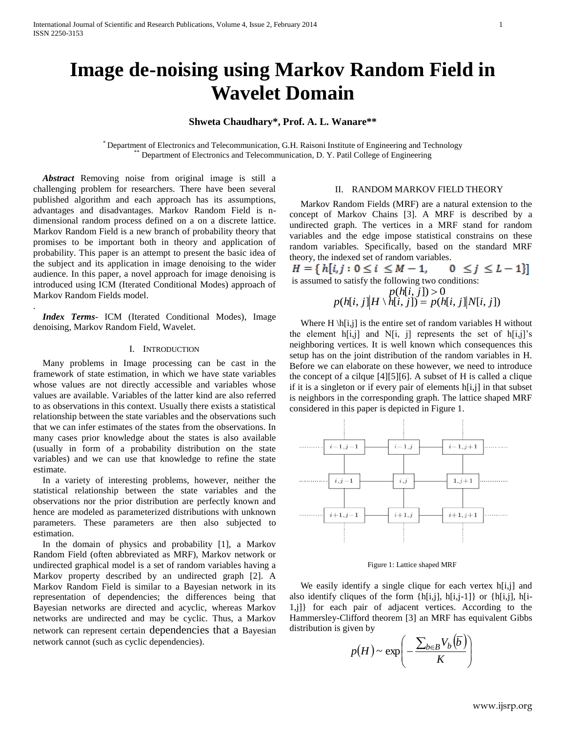# Image de-noising using Markov Random Field in Wavelet Domain

**Shweta Chaudhary*, Prof. A. L. Wanare****

\* Department of Electronics and Telecommunication, G.H. Raisoni Institute of Engineering and Technology
\*\* Department of Electronics and Telecommunication, D. Y. Patil College of Engineering

***Abstract*** Removing noise from original image is still a challenging problem for researchers. There have been several published algorithm and each approach has its assumptions, advantages and disadvantages. Markov Random Field is n-dimensional random process defined on a on a discrete lattice. Markov Random Field is a new branch of probability theory that promises to be important both in theory and application of probability. This paper is an attempt to present the basic idea of the subject and its application in image denoising to the wider audience. In this paper, a novel approach for image denoising is introduced using ICM (Iterated Conditional Modes) approach of Markov Random Fields model.

.

***Index Terms***- ICM (Iterated Conditional Modes), Image denoising, Markov Random Field, Wavelet.

## I. Introduction

Many problems in Image processing can be cast in the framework of state estimation, in which we have state variables whose values are not directly accessible and variables whose values are available. Variables of the latter kind are also referred to as observations in this context. Usually there exists a statistical relationship between the state variables and the observations such that we can infer estimates of the states from the observations. In many cases prior knowledge about the states is also available (usually in form of a probability distribution on the state variables) and we can use that knowledge to refine the state estimate.

In a variety of interesting problems, however, neither the statistical relationship between the state variables and the observations nor the prior distribution are perfectly known and hence are modeled as parameterized distributions with unknown parameters. These parameters are then also subjected to estimation.

In the domain of physics and probability [1], a Markov Random Field (often abbreviated as MRF), Markov network or undirected graphical model is a set of random variables having a Markov property described by an undirected graph [2]. A Markov Random Field is similar to a Bayesian network in its representation of dependencies; the differences being that Bayesian networks are directed and acyclic, whereas Markov networks are undirected and may be cyclic. Thus, a Markov network can represent certain dependencies that a Bayesian network cannot (such as cyclic dependencies).

## II. Random Markov Field Theory

Markov Random Fields (MRF) are a natural extension to the concept of Markov Chains [3]. A MRF is described by a undirected graph. The vertices in a MRF stand for random variables and the edge impose statistical constrains on these random variables. Specifically, based on the standard MRF theory, the indexed set of random variables.

$$H = \{ h[i,j : 0 \le i \le M-1, \quad 0 \le j \le L-1] \}$$

is assumed to satisfy the following two conditions:

$$p(h[i,j]) > 0$$

$$p(h[i,j] | H \setminus h[i,j]) = p(h[i,j] | N[i,j])$$

Where H \h[i,j] is the entire set of random variables H without the element h[i,j] and N[i, j] represents the set of h[i,j]'s neighboring vertices. It is well known which consequences this setup has on the joint distribution of the random variables in H. Before we can elaborate on these however, we need to introduce the concept of a cilque [4][5][6]. A subset of H is called a clique if it is a singleton or if every pair of elements h[i,j] in that subset is neighbors in the corresponding graph. The lattice shaped MRF considered in this paper is depicted in Figure 1.

Figure 1: Lattice shaped MRF

We easily identify a single clique for each vertex h[i,j] and also identify cliques of the form {h[i,j], h[i,j-1]} or {h[i,j], h[i-1,j]} for each pair of adjacent vertices. According to the Hammersley-Clifford theorem [3] an MRF has equivalent Gibbs distribution is given by

$$p(H) \sim \exp\left( -\frac{\sum_{b \in B} V_b(\overline{b})}{K} \right)$$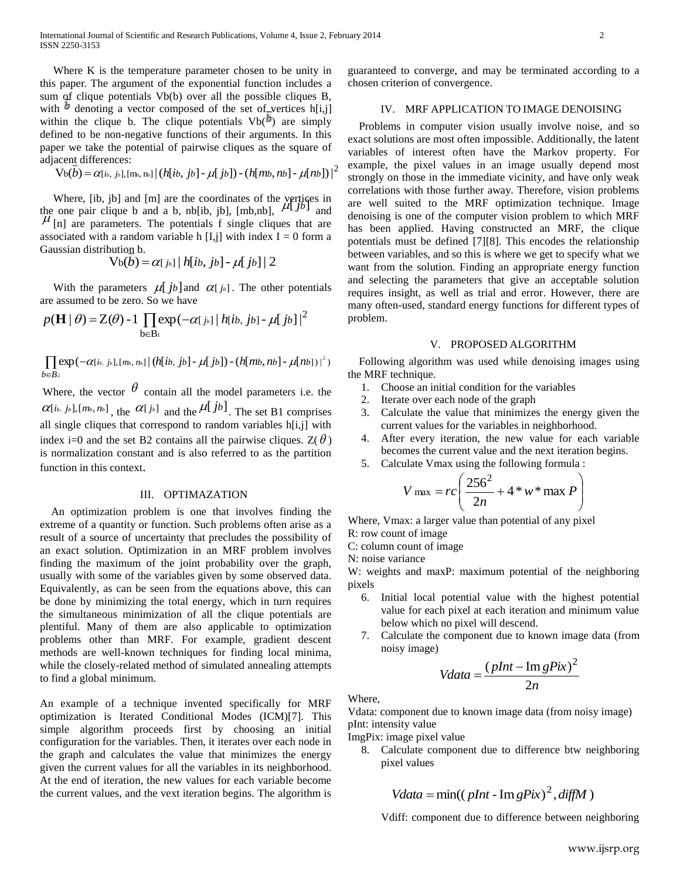Where K is the temperature parameter chosen to be unity in this paper. The argument of the exponential function includes a sum of clique potentials Vb(b) over all the possible cliques B, with $b$ denoting a vector composed of the set of vertices h[i,j] within the clique b. The clique potentials Vb($b$) are simply defined to be non-negative functions of their arguments. In this paper we take the potential of pairwise cliques as the square of adjacent differences:

$$V_b(b) = \alpha_{[i_b,\ j_b],[m_b,\ n_b]} \,|\, (h[i_b,\ j_b] - \mu[\ j_b]) - (h[m_b, n_b] - \mu[n_b])\,|^2$$

Where, [ib, jb] and [m] are the coordinates of the vertices in the one pair clique b and a b, nb[ib, jb], [mb,nb], $\mu[\ j_b]$ and $\mu$ [n] are parameters. The potentials f single cliques that are associated with a random variable h [I,j] with index I = 0 form a Gaussian distribution b.

$$V_b(b) = \alpha_{[\ j_b]} \,|\, h[i_b,\ j_b] - \mu[\ j_b]\,|\ 2$$

With the parameters $\mu[\ j_b]$ and $\alpha_{[\ j_b]}$. The other potentials are assumed to be zero. So we have

$$p(\mathbf{H} \mid \theta) = Z(\theta)^{-1} \prod_{b \in B_1} \exp(-\alpha_{[\ j_b]} \,|\, h[i_b,\ j_b] - \mu[\ j_b]\,|^2$$

$$\prod_{b \in B_2} \exp(-\alpha_{[i_b,\ j_b],[m_b,\ n_b]} \,|\, (h[i_b,\ j_b] - \mu[\ j_b]) - (h[m_b, n_b] - \mu[n_b])\,|^2)$$

Where, the vector $\theta$ contain all the model parameters i.e. the $\alpha_{[i_b,\ j_b],[m_b,\ n_b]}$, the $\alpha_{[\ j_b]}$ and the $\mu[\ j_b]$. The set B1 comprises all single cliques that correspond to random variables h[i,j] with index i=0 and the set B2 contains all the pairwise cliques. Z($\theta$) is normalization constant and is also referred to as the partition function in this context.

## III. OPTIMAZATION

An optimization problem is one that involves finding the extreme of a quantity or function. Such problems often arise as a result of a source of uncertainty that precludes the possibility of an exact solution. Optimization in an MRF problem involves finding the maximum of the joint probability over the graph, usually with some of the variables given by some observed data. Equivalently, as can be seen from the equations above, this can be done by minimizing the total energy, which in turn requires the simultaneous minimization of all the clique potentials are plentiful. Many of them are also applicable to optimization problems other than MRF. For example, gradient descent methods are well-known techniques for finding local minima, while the closely-related method of simulated annealing attempts to find a global minimum.

An example of a technique invented specifically for MRF optimization is Iterated Conditional Modes (ICM)[7]. This simple algorithm proceeds first by choosing an initial configuration for the variables. Then, it iterates over each node in the graph and calculates the value that minimizes the energy given the current values for all the variables in its neighborhood. At the end of iteration, the new values for each variable become the current values, and the vext iteration begins. The algorithm is guaranteed to converge, and may be terminated according to a chosen criterion of convergence.

## IV. MRF APPLICATION TO IMAGE DENOISING

Problems in computer vision usually involve noise, and so exact solutions are most often impossible. Additionally, the latent variables of interest often have the Markov property. For example, the pixel values in an image usually depend most strongly on those in the immediate vicinity, and have only weak correlations with those further away. Therefore, vision problems are well suited to the MRF optimization technique. Image denoising is one of the computer vision problem to which MRF has been applied. Having constructed an MRF, the clique potentials must be defined [7][8]. This encodes the relationship between variables, and so this is where we get to specify what we want from the solution. Finding an appropriate energy function and selecting the parameters that give an acceptable solution requires insight, as well as trial and error. However, there are many often-used, standard energy functions for different types of problem.

## V. PROPOSED ALGORITHM

Following algorithm was used while denoising images using the MRF technique.

1. Choose an initial condition for the variables
2. Iterate over each node of the graph
3. Calculate the value that minimizes the energy given the current values for the variables in neighborhood.
4. After every iteration, the new value for each variable becomes the current value and the next iteration begins.
5. Calculate Vmax using the following formula :

$$V_{\max} = rc\left(\frac{256^2}{2n} + 4 * w * \max P\right)$$

Where, Vmax: a larger value than potential of any pixel
R: row count of image
C: column count of image
N: noise variance
W: weights and maxP: maximum potential of the neighboring pixels

6. Initial local potential value with the highest potential value for each pixel at each iteration and minimum value below which no pixel will descend.
7. Calculate the component due to known image data (from noisy image)

$$Vdata = \frac{(pInt - \operatorname{Im} gPix)^2}{2n}$$

Where,
Vdata: component due to known image data (from noisy image)
pInt: intensity value
ImgPix: image pixel value

8. Calculate component due to difference btw neighboring pixel values

$$Vdata = \min((pInt - \operatorname{Im} gPix)^2, diffM)$$

Vdiff: component due to difference between neighboring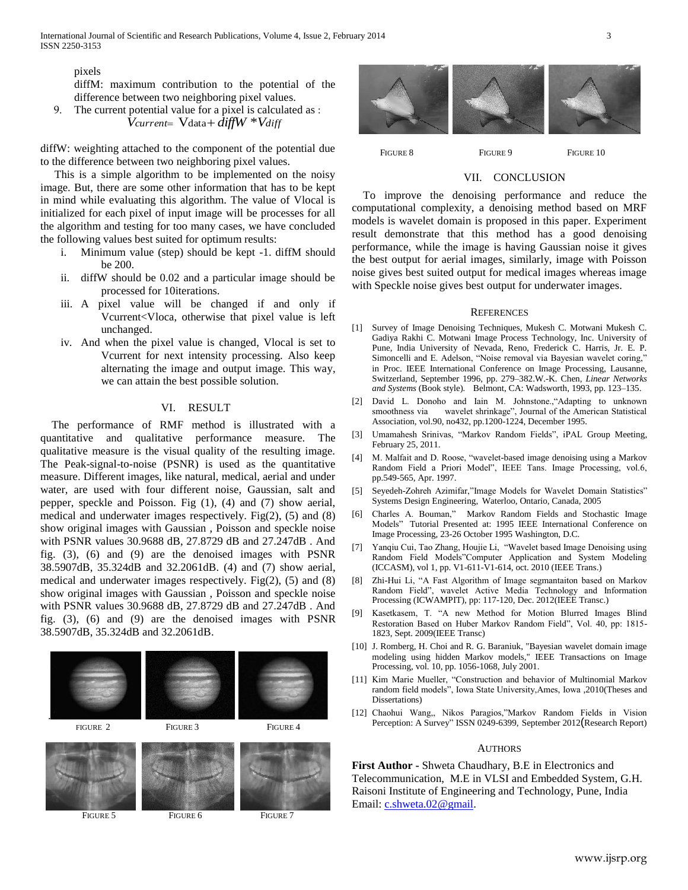pixels

diffM: maximum contribution to the potential of the difference between two neighboring pixel values.

9. The current potential value for a pixel is calculated as :

$$V_{current} = V_{data} + diffW * V_{diff}$$

diffW: weighting attached to the component of the potential due to the difference between two neighboring pixel values.

This is a simple algorithm to be implemented on the noisy image. But, there are some other information that has to be kept in mind while evaluating this algorithm. The value of Vlocal is initialized for each pixel of input image will be processes for all the algorithm and testing for too many cases, we have concluded the following values best suited for optimum results:

i. Minimum value (step) should be kept -1. diffM should be 200.
ii. diffW should be 0.02 and a particular image should be processed for 10iterations.
iii. A pixel value will be changed if and only if Vcurrent<Vloca, otherwise that pixel value is left unchanged.
iv. And when the pixel value is changed, Vlocal is set to Vcurrent for next intensity processing. Also keep alternating the image and output image. This way, we can attain the best possible solution.

## VI. RESULT

The performance of RMF method is illustrated with a quantitative and qualitative performance measure. The qualitative measure is the visual quality of the resulting image. The Peak-signal-to-noise (PSNR) is used as the quantitative measure. Different images, like natural, medical, aerial and under water, are used with four different noise, Gaussian, salt and pepper, speckle and Poisson. Fig (1), (4) and (7) show aerial, medical and underwater images respectively. Fig(2), (5) and (8) show original images with Gaussian , Poisson and speckle noise with PSNR values 30.9688 dB, 27.8729 dB and 27.247dB . And fig. (3), (6) and (9) are the denoised images with PSNR 38.5907dB, 35.324dB and 32.2061dB. (4) and (7) show aerial, medical and underwater images respectively. Fig(2), (5) and (8) show original images with Gaussian , Poisson and speckle noise with PSNR values 30.9688 dB, 27.8729 dB and 27.247dB . And fig. (3), (6) and (9) are the denoised images with PSNR 38.5907dB, 35.324dB and 32.2061dB.

FIGURE 2 FIGURE 3 FIGURE 4

FIGURE 5 FIGURE 6 FIGURE 7

FIGURE 8 FIGURE 9 FIGURE 10

## VII. CONCLUSION

To improve the denoising performance and reduce the computational complexity, a denoising method based on MRF models is wavelet domain is proposed in this paper. Experiment result demonstrate that this method has a good denoising performance, while the image is having Gaussian noise it gives the best output for aerial images, similarly, image with Poisson noise gives best suited output for medical images whereas image with Speckle noise gives best output for underwater images.

## REFERENCES

[1] Survey of Image Denoising Techniques, Mukesh C. Motwani Mukesh C. Gadiya Rakhi C. Motwani Image Process Technology, Inc. University of Pune, India University of Nevada, Reno, Frederick C. Harris, Jr. E. P. Simoncelli and E. Adelson, "Noise removal via Bayesian wavelet coring," in Proc. IEEE International Conference on Image Processing, Lausanne, Switzerland, September 1996, pp. 279–382.W.-K. Chen, *Linear Networks and Systems* (Book style). Belmont, CA: Wadsworth, 1993, pp. 123–135.

[2] David L. Donoho and Iain M. Johnstone.,"Adapting to unknown smoothness via wavelet shrinkage", Journal of the American Statistical Association, vol.90, no432, pp.1200-1224, December 1995.

[3] Umamahesh Srinivas, "Markov Random Fields", iPAL Group Meeting, February 25, 2011.

[4] M. Malfait and D. Roose, "wavelet-based image denoising using a Markov Random Field a Priori Model", IEEE Tans. Image Processing, vol.6, pp.549-565, Apr. 1997.

[5] Seyedeh-Zohreh Azimifar,"Image Models for Wavelet Domain Statistics" Systems Design Engineering, Waterloo, Ontario, Canada, 2005

[6] Charles A. Bouman," Markov Random Fields and Stochastic Image Models" Tutorial Presented at: 1995 IEEE International Conference on Image Processing, 23-26 October 1995 Washington, D.C.

[7] Yanqiu Cui, Tao Zhang, Houjie Li, "Wavelet based Image Denoising using Random Field Models"Computer Application and System Modeling (ICCASM), vol 1, pp. V1-611-V1-614, oct. 2010 (IEEE Trans.)

[8] Zhi-Hui Li, "A Fast Algorithm of Image segmantaiton based on Markov Random Field", wavelet Active Media Technology and Information Processing (ICWAMPIT), pp: 117-120, Dec. 2012(IEEE Transc.)

[9] Kasetkasem, T. "A new Method for Motion Blurred Images Blind Restoration Based on Huber Markov Random Field", Vol. 40, pp: 1815-1823, Sept. 2009(IEEE Transc)

[10] J. Romberg, H. Choi and R. G. Baraniuk, "Bayesian wavelet domain image modeling using hidden Markov models," IEEE Transactions on Image Processing, vol. 10, pp. 1056-1068, July 2001.

[11] Kim Marie Mueller, "Construction and behavior of Multinomial Markov random field models", Iowa State University,Ames, Iowa ,2010(Theses and Dissertations)

[12] Chaohui Wang,, Nikos Paragios,"Markov Random Fields in Vision Perception: A Survey" ISSN 0249-6399, September 2012(Research Report)

## AUTHORS

**First Author -** Shweta Chaudhary, B.E in Electronics and Telecommunication, M.E in VLSI and Embedded System, G.H. Raisoni Institute of Engineering and Technology, Pune, India Email: c.shweta.02@gmail.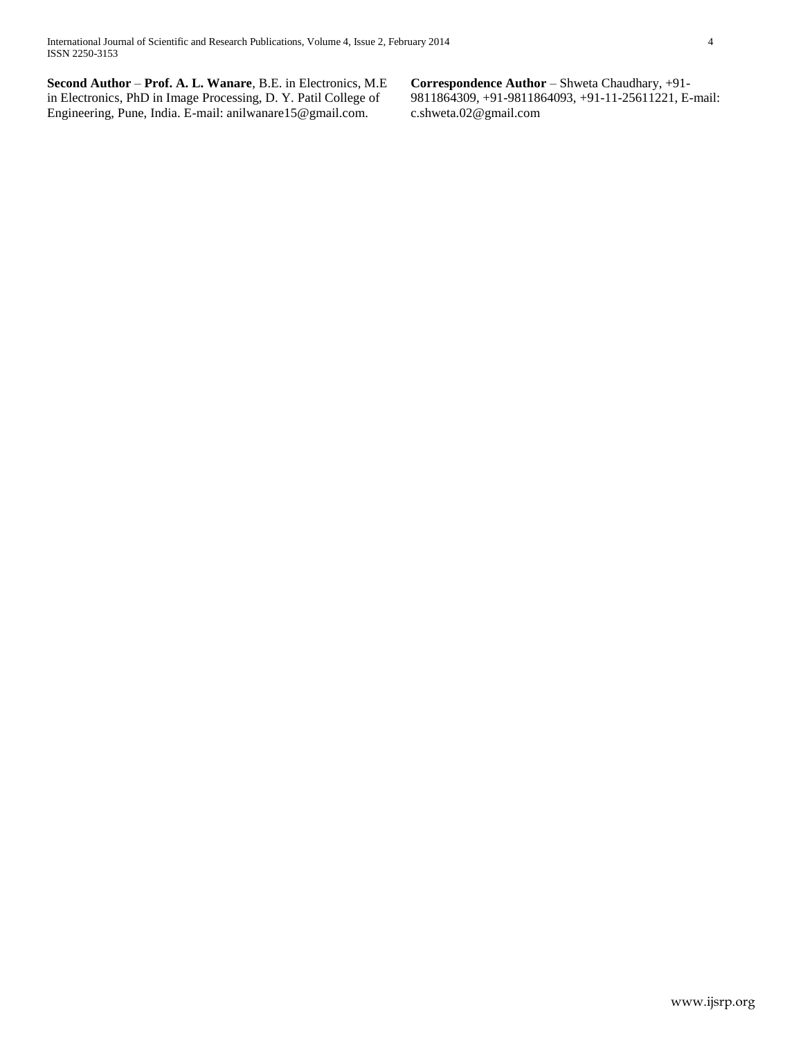**Second Author** – **Prof. A. L. Wanare**, B.E. in Electronics, M.E in Electronics, PhD in Image Processing, D. Y. Patil College of Engineering, Pune, India. E-mail: anilwanare15@gmail.com.

**Correspondence Author** – Shweta Chaudhary, +91-9811864309, +91-9811864093, +91-11-25611221, E-mail: c.shweta.02@gmail.com